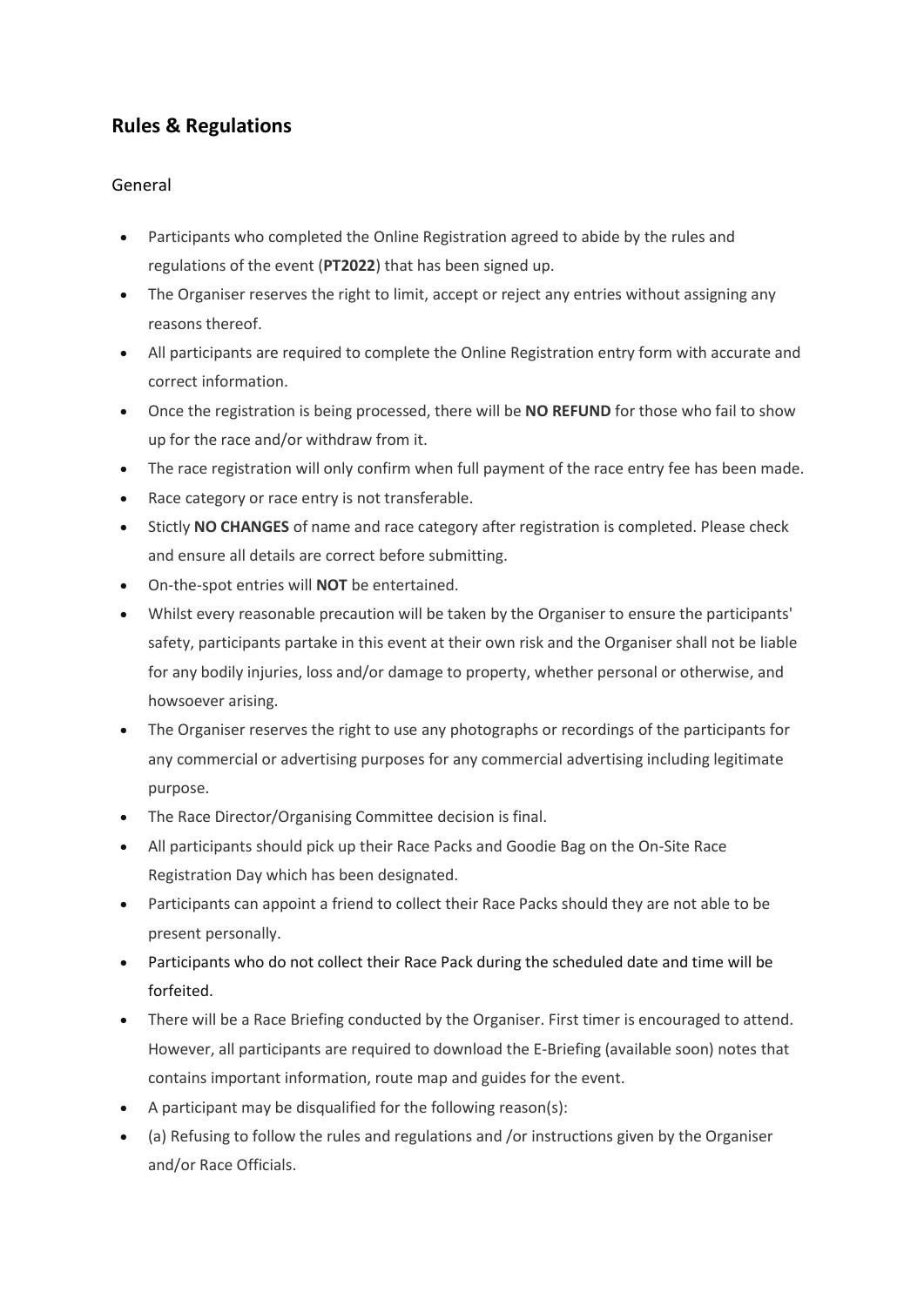## Rules & Regulations

### General

- Participants who completed the Online Registration agreed to abide by the rules and regulations of the event (**PT2022**) that has been signed up.
- The Organiser reserves the right to limit, accept or reject any entries without assigning any reasons thereof.
- All participants are required to complete the Online Registration entry form with accurate and correct information.
- Once the registration is being processed, there will be **NO REFUND** for those who fail to show up for the race and/or withdraw from it.
- The race registration will only confirm when full payment of the race entry fee has been made.
- Race category or race entry is not transferable.
- Stictly **NO CHANGES** of name and race category after registration is completed. Please check and ensure all details are correct before submitting.
- On-the-spot entries will **NOT** be entertained.
- Whilst every reasonable precaution will be taken by the Organiser to ensure the participants' safety, participants partake in this event at their own risk and the Organiser shall not be liable for any bodily injuries, loss and/or damage to property, whether personal or otherwise, and howsoever arising.
- The Organiser reserves the right to use any photographs or recordings of the participants for any commercial or advertising purposes for any commercial advertising including legitimate purpose.
- The Race Director/Organising Committee decision is final.
- All participants should pick up their Race Packs and Goodie Bag on the On-Site Race Registration Day which has been designated.
- Participants can appoint a friend to collect their Race Packs should they are not able to be present personally.
- Participants who do not collect their Race Pack during the scheduled date and time will be forfeited.
- There will be a Race Briefing conducted by the Organiser. First timer is encouraged to attend. However, all participants are required to download the E-Briefing (available soon) notes that contains important information, route map and guides for the event.
- A participant may be disqualified for the following reason(s):
- (a) Refusing to follow the rules and regulations and /or instructions given by the Organiser and/or Race Officials.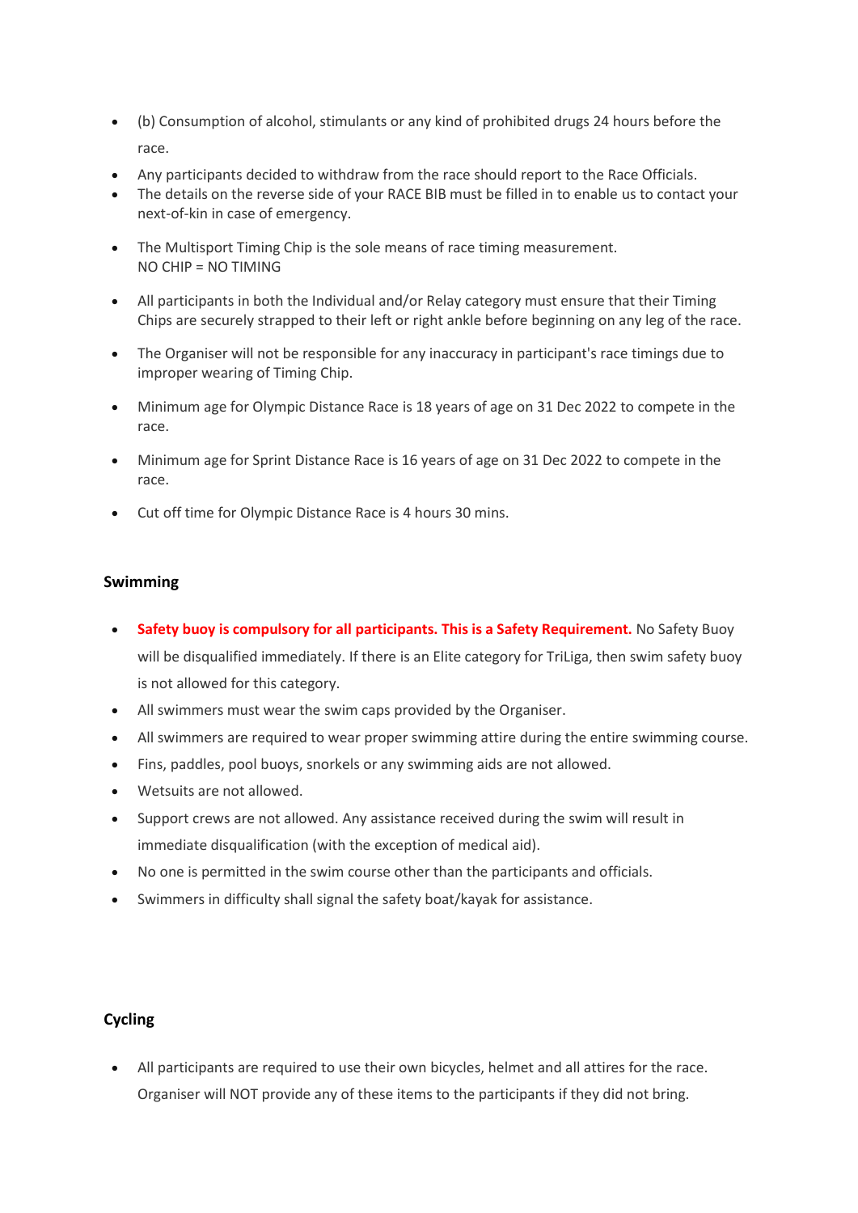- (b) Consumption of alcohol, stimulants or any kind of prohibited drugs 24 hours before the race.
- Any participants decided to withdraw from the race should report to the Race Officials.
- The details on the reverse side of your RACE BIB must be filled in to enable us to contact your next-of-kin in case of emergency.
- The Multisport Timing Chip is the sole means of race timing measurement.
  NO CHIP = NO TIMING
- All participants in both the Individual and/or Relay category must ensure that their Timing Chips are securely strapped to their left or right ankle before beginning on any leg of the race.
- The Organiser will not be responsible for any inaccuracy in participant's race timings due to improper wearing of Timing Chip.
- Minimum age for Olympic Distance Race is 18 years of age on 31 Dec 2022 to compete in the race.
- Minimum age for Sprint Distance Race is 16 years of age on 31 Dec 2022 to compete in the race.
- Cut off time for Olympic Distance Race is 4 hours 30 mins.

## Swimming

- **Safety buoy is compulsory for all participants. This is a Safety Requirement.** No Safety Buoy will be disqualified immediately. If there is an Elite category for TriLiga, then swim safety buoy is not allowed for this category.
- All swimmers must wear the swim caps provided by the Organiser.
- All swimmers are required to wear proper swimming attire during the entire swimming course.
- Fins, paddles, pool buoys, snorkels or any swimming aids are not allowed.
- Wetsuits are not allowed.
- Support crews are not allowed. Any assistance received during the swim will result in immediate disqualification (with the exception of medical aid).
- No one is permitted in the swim course other than the participants and officials.
- Swimmers in difficulty shall signal the safety boat/kayak for assistance.

## Cycling

- All participants are required to use their own bicycles, helmet and all attires for the race. Organiser will NOT provide any of these items to the participants if they did not bring.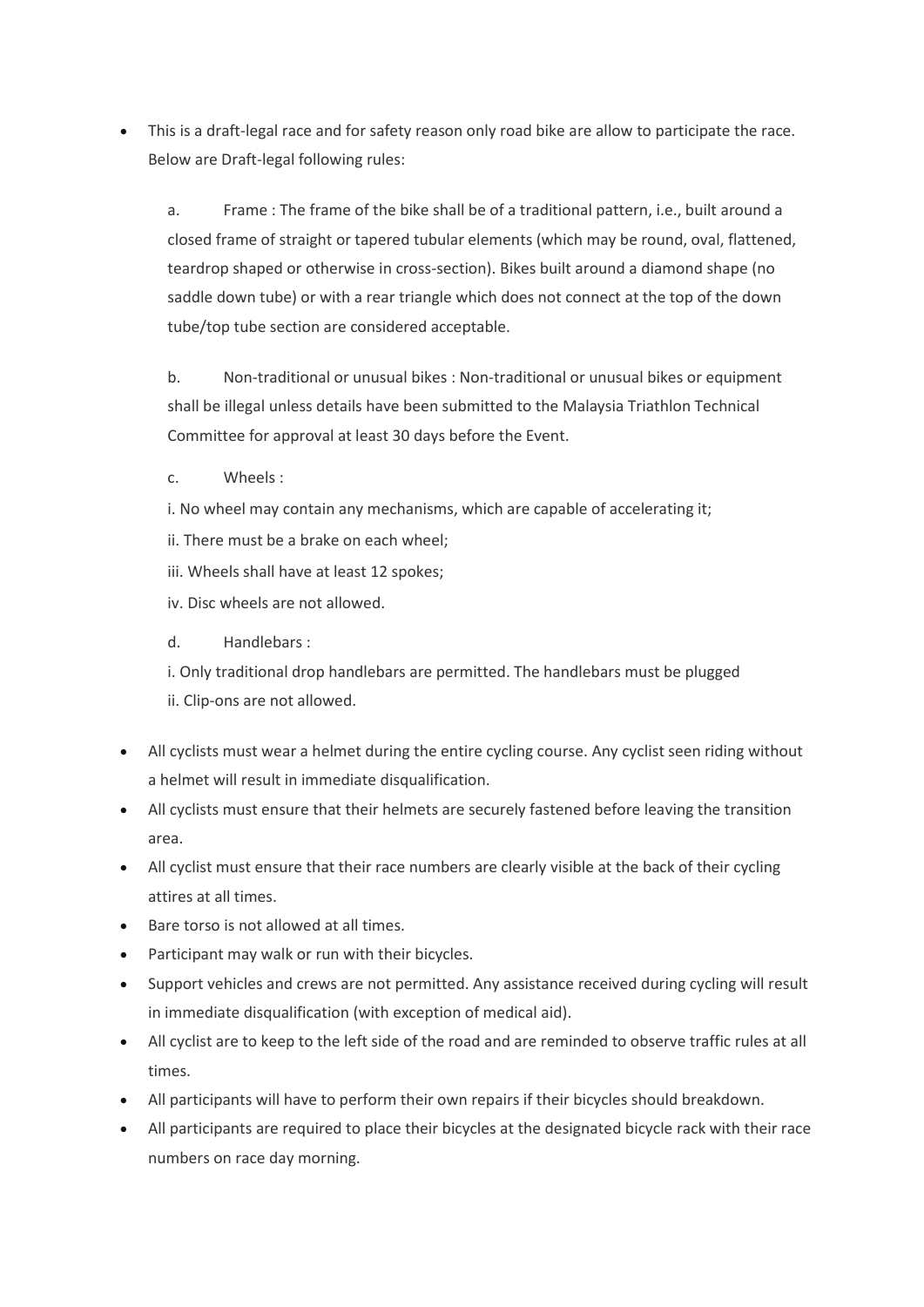- This is a draft-legal race and for safety reason only road bike are allow to participate the race. Below are Draft-legal following rules:

  a. Frame : The frame of the bike shall be of a traditional pattern, i.e., built around a closed frame of straight or tapered tubular elements (which may be round, oval, flattened, teardrop shaped or otherwise in cross-section). Bikes built around a diamond shape (no saddle down tube) or with a rear triangle which does not connect at the top of the down tube/top tube section are considered acceptable.

  b. Non-traditional or unusual bikes : Non-traditional or unusual bikes or equipment shall be illegal unless details have been submitted to the Malaysia Triathlon Technical Committee for approval at least 30 days before the Event.

  c. Wheels :

  i. No wheel may contain any mechanisms, which are capable of accelerating it;
  ii. There must be a brake on each wheel;
  iii. Wheels shall have at least 12 spokes;
  iv. Disc wheels are not allowed.

  d. Handlebars :

  i. Only traditional drop handlebars are permitted. The handlebars must be plugged
  ii. Clip-ons are not allowed.

- All cyclists must wear a helmet during the entire cycling course. Any cyclist seen riding without a helmet will result in immediate disqualification.
- All cyclists must ensure that their helmets are securely fastened before leaving the transition area.
- All cyclist must ensure that their race numbers are clearly visible at the back of their cycling attires at all times.
- Bare torso is not allowed at all times.
- Participant may walk or run with their bicycles.
- Support vehicles and crews are not permitted. Any assistance received during cycling will result in immediate disqualification (with exception of medical aid).
- All cyclist are to keep to the left side of the road and are reminded to observe traffic rules at all times.
- All participants will have to perform their own repairs if their bicycles should breakdown.
- All participants are required to place their bicycles at the designated bicycle rack with their race numbers on race day morning.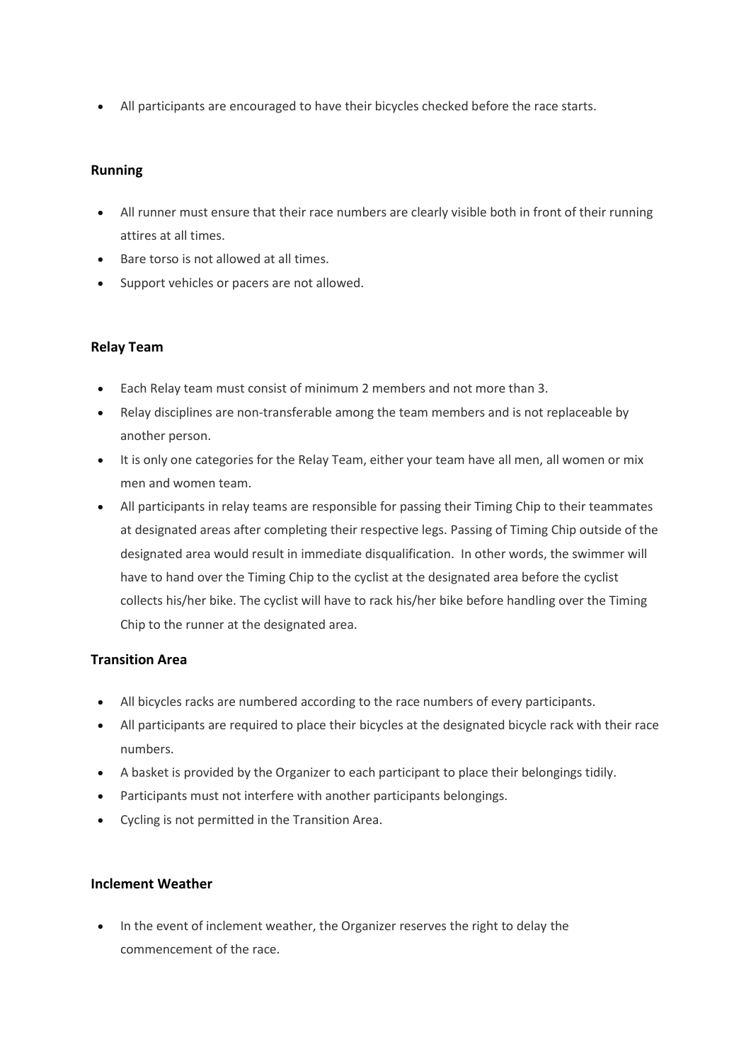- All participants are encouraged to have their bicycles checked before the race starts.

**Running**

- All runner must ensure that their race numbers are clearly visible both in front of their running attires at all times.
- Bare torso is not allowed at all times.
- Support vehicles or pacers are not allowed.

**Relay Team**

- Each Relay team must consist of minimum 2 members and not more than 3.
- Relay disciplines are non-transferable among the team members and is not replaceable by another person.
- It is only one categories for the Relay Team, either your team have all men, all women or mix men and women team.
- All participants in relay teams are responsible for passing their Timing Chip to their teammates at designated areas after completing their respective legs. Passing of Timing Chip outside of the designated area would result in immediate disqualification. In other words, the swimmer will have to hand over the Timing Chip to the cyclist at the designated area before the cyclist collects his/her bike. The cyclist will have to rack his/her bike before handling over the Timing Chip to the runner at the designated area.

**Transition Area**

- All bicycles racks are numbered according to the race numbers of every participants.
- All participants are required to place their bicycles at the designated bicycle rack with their race numbers.
- A basket is provided by the Organizer to each participant to place their belongings tidily.
- Participants must not interfere with another participants belongings.
- Cycling is not permitted in the Transition Area.

**Inclement Weather**

- In the event of inclement weather, the Organizer reserves the right to delay the commencement of the race.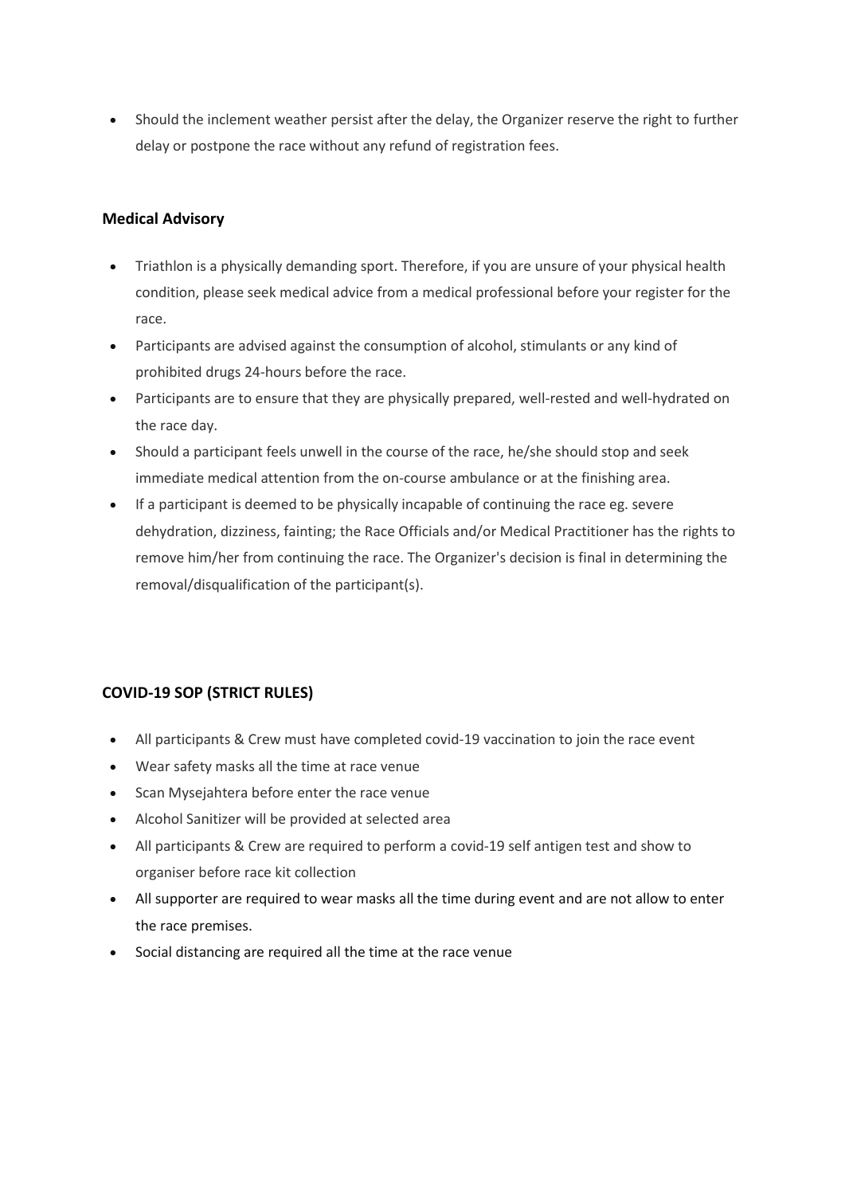- Should the inclement weather persist after the delay, the Organizer reserve the right to further delay or postpone the race without any refund of registration fees.

**Medical Advisory**

- Triathlon is a physically demanding sport. Therefore, if you are unsure of your physical health condition, please seek medical advice from a medical professional before your register for the race.
- Participants are advised against the consumption of alcohol, stimulants or any kind of prohibited drugs 24-hours before the race.
- Participants are to ensure that they are physically prepared, well-rested and well-hydrated on the race day.
- Should a participant feels unwell in the course of the race, he/she should stop and seek immediate medical attention from the on-course ambulance or at the finishing area.
- If a participant is deemed to be physically incapable of continuing the race eg. severe dehydration, dizziness, fainting; the Race Officials and/or Medical Practitioner has the rights to remove him/her from continuing the race. The Organizer's decision is final in determining the removal/disqualification of the participant(s).

**COVID-19 SOP (STRICT RULES)**

- All participants & Crew must have completed covid-19 vaccination to join the race event
- Wear safety masks all the time at race venue
- Scan Mysejahtera before enter the race venue
- Alcohol Sanitizer will be provided at selected area
- All participants & Crew are required to perform a covid-19 self antigen test and show to organiser before race kit collection
- All supporter are required to wear masks all the time during event and are not allow to enter the race premises.
- Social distancing are required all the time at the race venue